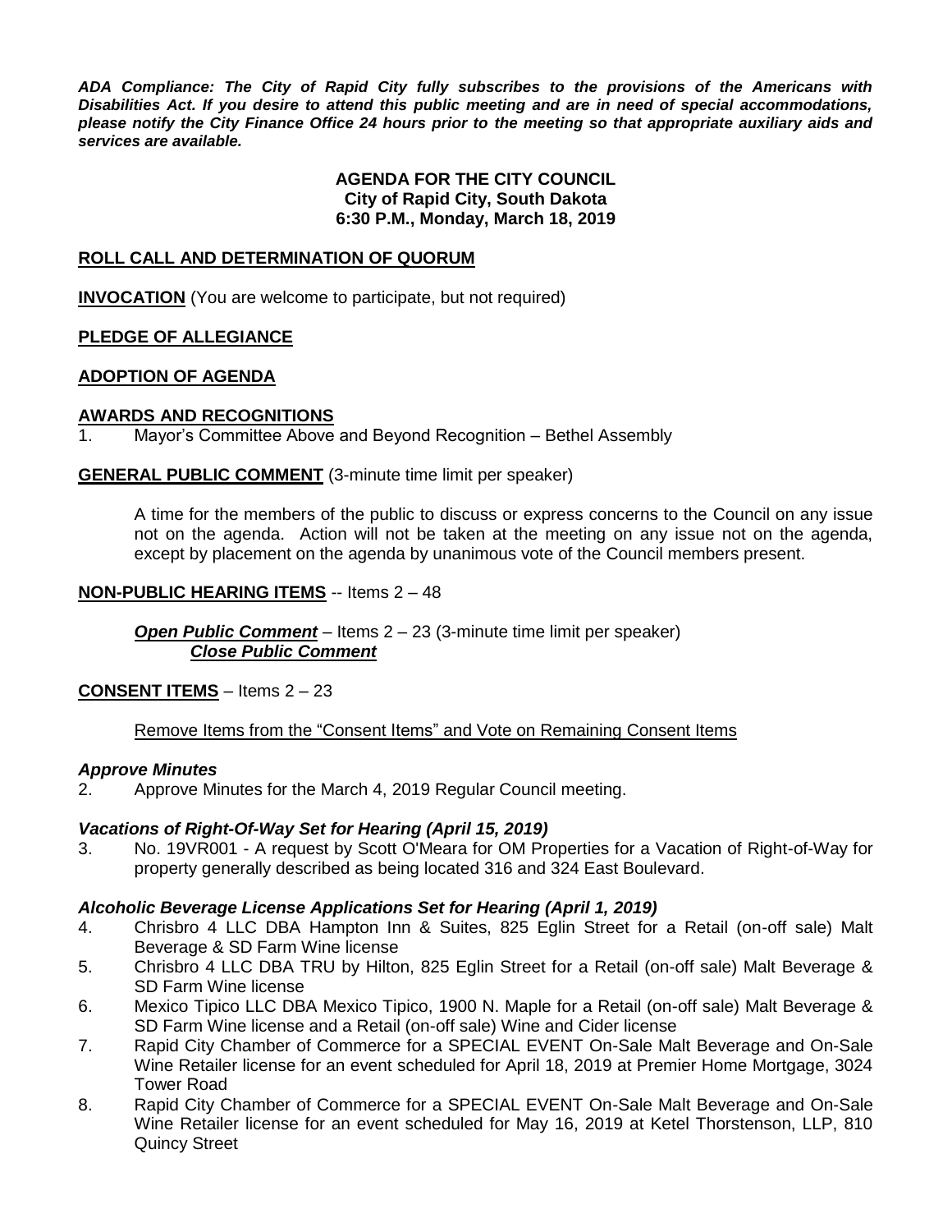***ADA Compliance: The City of Rapid City fully subscribes to the provisions of the Americans with Disabilities Act. If you desire to attend this public meeting and are in need of special accommodations, please notify the City Finance Office 24 hours prior to the meeting so that appropriate auxiliary aids and services are available.***

**AGENDA FOR THE CITY COUNCIL**
**City of Rapid City, South Dakota**
**6:30 P.M., Monday, March 18, 2019**

## ROLL CALL AND DETERMINATION OF QUORUM

**INVOCATION** (You are welcome to participate, but not required)

## PLEDGE OF ALLEGIANCE

## ADOPTION OF AGENDA

## AWARDS AND RECOGNITIONS

1. Mayor's Committee Above and Beyond Recognition – Bethel Assembly

**GENERAL PUBLIC COMMENT** (3-minute time limit per speaker)

A time for the members of the public to discuss or express concerns to the Council on any issue not on the agenda. Action will not be taken at the meeting on any issue not on the agenda, except by placement on the agenda by unanimous vote of the Council members present.

**NON-PUBLIC HEARING ITEMS** -- Items 2 – 48

***Open Public Comment*** – Items 2 – 23 (3-minute time limit per speaker)
***Close Public Comment***

**CONSENT ITEMS** – Items 2 – 23

Remove Items from the "Consent Items" and Vote on Remaining Consent Items

***Approve Minutes***

2. Approve Minutes for the March 4, 2019 Regular Council meeting.

***Vacations of Right-Of-Way Set for Hearing (April 15, 2019)***

3. No. 19VR001 - A request by Scott O'Meara for OM Properties for a Vacation of Right-of-Way for property generally described as being located 316 and 324 East Boulevard.

***Alcoholic Beverage License Applications Set for Hearing (April 1, 2019)***

4. Chrisbro 4 LLC DBA Hampton Inn & Suites, 825 Eglin Street for a Retail (on-off sale) Malt Beverage & SD Farm Wine license
5. Chrisbro 4 LLC DBA TRU by Hilton, 825 Eglin Street for a Retail (on-off sale) Malt Beverage & SD Farm Wine license
6. Mexico Tipico LLC DBA Mexico Tipico, 1900 N. Maple for a Retail (on-off sale) Malt Beverage & SD Farm Wine license and a Retail (on-off sale) Wine and Cider license
7. Rapid City Chamber of Commerce for a SPECIAL EVENT On-Sale Malt Beverage and On-Sale Wine Retailer license for an event scheduled for April 18, 2019 at Premier Home Mortgage, 3024 Tower Road
8. Rapid City Chamber of Commerce for a SPECIAL EVENT On-Sale Malt Beverage and On-Sale Wine Retailer license for an event scheduled for May 16, 2019 at Ketel Thorstenson, LLP, 810 Quincy Street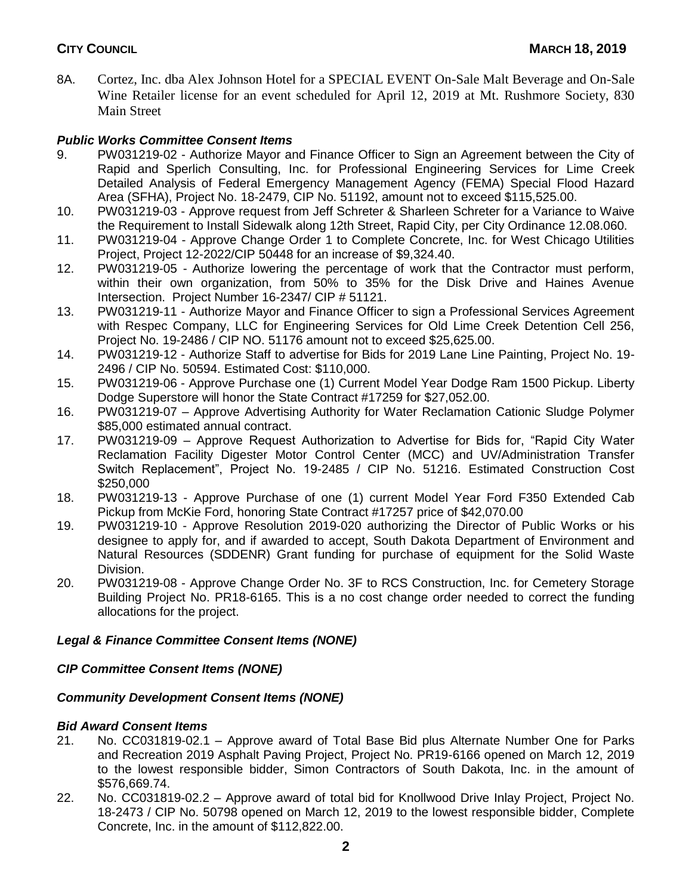8A. Cortez, Inc. dba Alex Johnson Hotel for a SPECIAL EVENT On-Sale Malt Beverage and On-Sale Wine Retailer license for an event scheduled for April 12, 2019 at Mt. Rushmore Society, 830 Main Street

***Public Works Committee Consent Items***

9. PW031219-02 - Authorize Mayor and Finance Officer to Sign an Agreement between the City of Rapid and Sperlich Consulting, Inc. for Professional Engineering Services for Lime Creek Detailed Analysis of Federal Emergency Management Agency (FEMA) Special Flood Hazard Area (SFHA), Project No. 18-2479, CIP No. 51192, amount not to exceed $115,525.00.
10. PW031219-03 - Approve request from Jeff Schreter & Sharleen Schreter for a Variance to Waive the Requirement to Install Sidewalk along 12th Street, Rapid City, per City Ordinance 12.08.060.
11. PW031219-04 - Approve Change Order 1 to Complete Concrete, Inc. for West Chicago Utilities Project, Project 12-2022/CIP 50448 for an increase of $9,324.40.
12. PW031219-05 - Authorize lowering the percentage of work that the Contractor must perform, within their own organization, from 50% to 35% for the Disk Drive and Haines Avenue Intersection. Project Number 16-2347/ CIP # 51121.
13. PW031219-11 - Authorize Mayor and Finance Officer to sign a Professional Services Agreement with Respec Company, LLC for Engineering Services for Old Lime Creek Detention Cell 256, Project No. 19-2486 / CIP NO. 51176 amount not to exceed $25,625.00.
14. PW031219-12 - Authorize Staff to advertise for Bids for 2019 Lane Line Painting, Project No. 19-2496 / CIP No. 50594. Estimated Cost: $110,000.
15. PW031219-06 - Approve Purchase one (1) Current Model Year Dodge Ram 1500 Pickup. Liberty Dodge Superstore will honor the State Contract #17259 for $27,052.00.
16. PW031219-07 – Approve Advertising Authority for Water Reclamation Cationic Sludge Polymer $85,000 estimated annual contract.
17. PW031219-09 – Approve Request Authorization to Advertise for Bids for, "Rapid City Water Reclamation Facility Digester Motor Control Center (MCC) and UV/Administration Transfer Switch Replacement", Project No. 19-2485 / CIP No. 51216. Estimated Construction Cost $250,000
18. PW031219-13 - Approve Purchase of one (1) current Model Year Ford F350 Extended Cab Pickup from McKie Ford, honoring State Contract #17257 price of $42,070.00
19. PW031219-10 - Approve Resolution 2019-020 authorizing the Director of Public Works or his designee to apply for, and if awarded to accept, South Dakota Department of Environment and Natural Resources (SDDENR) Grant funding for purchase of equipment for the Solid Waste Division.
20. PW031219-08 - Approve Change Order No. 3F to RCS Construction, Inc. for Cemetery Storage Building Project No. PR18-6165. This is a no cost change order needed to correct the funding allocations for the project.

***Legal & Finance Committee Consent Items (NONE)***

***CIP Committee Consent Items (NONE)***

***Community Development Consent Items (NONE)***

***Bid Award Consent Items***

21. No. CC031819-02.1 – Approve award of Total Base Bid plus Alternate Number One for Parks and Recreation 2019 Asphalt Paving Project, Project No. PR19-6166 opened on March 12, 2019 to the lowest responsible bidder, Simon Contractors of South Dakota, Inc. in the amount of $576,669.74.
22. No. CC031819-02.2 – Approve award of total bid for Knollwood Drive Inlay Project, Project No. 18-2473 / CIP No. 50798 opened on March 12, 2019 to the lowest responsible bidder, Complete Concrete, Inc. in the amount of $112,822.00.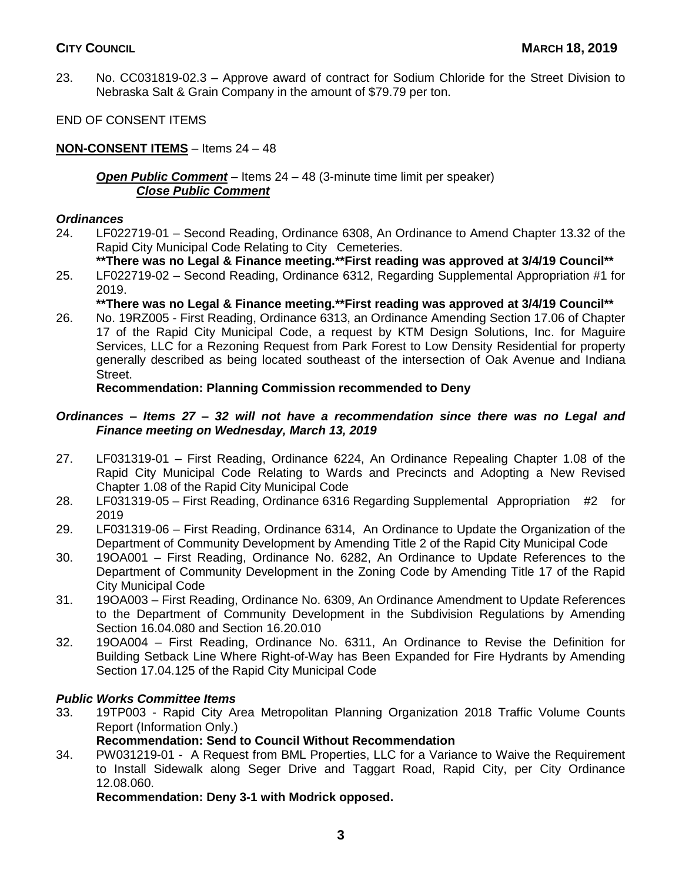23. No. CC031819-02.3 – Approve award of contract for Sodium Chloride for the Street Division to Nebraska Salt & Grain Company in the amount of $79.79 per ton.

END OF CONSENT ITEMS

**NON-CONSENT ITEMS** – Items 24 – 48

***Open Public Comment*** – Items 24 – 48 (3-minute time limit per speaker)
***Close Public Comment***

***Ordinances***

24. LF022719-01 – Second Reading, Ordinance 6308, An Ordinance to Amend Chapter 13.32 of the Rapid City Municipal Code Relating to City Cemeteries.
    **\*\*There was no Legal & Finance meeting.\*\*First reading was approved at 3/4/19 Council\*\***
25. LF022719-02 – Second Reading, Ordinance 6312, Regarding Supplemental Appropriation #1 for 2019.
    **\*\*There was no Legal & Finance meeting.\*\*First reading was approved at 3/4/19 Council\*\***
26. No. 19RZ005 - First Reading, Ordinance 6313, an Ordinance Amending Section 17.06 of Chapter 17 of the Rapid City Municipal Code, a request by KTM Design Solutions, Inc. for Maguire Services, LLC for a Rezoning Request from Park Forest to Low Density Residential for property generally described as being located southeast of the intersection of Oak Avenue and Indiana Street.
    **Recommendation: Planning Commission recommended to Deny**

***Ordinances – Items 27 – 32 will not have a recommendation since there was no Legal and Finance meeting on Wednesday, March 13, 2019***

27. LF031319-01 – First Reading, Ordinance 6224, An Ordinance Repealing Chapter 1.08 of the Rapid City Municipal Code Relating to Wards and Precincts and Adopting a New Revised Chapter 1.08 of the Rapid City Municipal Code
28. LF031319-05 – First Reading, Ordinance 6316 Regarding Supplemental Appropriation #2 for 2019
29. LF031319-06 – First Reading, Ordinance 6314, An Ordinance to Update the Organization of the Department of Community Development by Amending Title 2 of the Rapid City Municipal Code
30. 19OA001 – First Reading, Ordinance No. 6282, An Ordinance to Update References to the Department of Community Development in the Zoning Code by Amending Title 17 of the Rapid City Municipal Code
31. 19OA003 – First Reading, Ordinance No. 6309, An Ordinance Amendment to Update References to the Department of Community Development in the Subdivision Regulations by Amending Section 16.04.080 and Section 16.20.010
32. 19OA004 – First Reading, Ordinance No. 6311, An Ordinance to Revise the Definition for Building Setback Line Where Right-of-Way has Been Expanded for Fire Hydrants by Amending Section 17.04.125 of the Rapid City Municipal Code

***Public Works Committee Items***

33. 19TP003 - Rapid City Area Metropolitan Planning Organization 2018 Traffic Volume Counts Report (Information Only.)
    **Recommendation: Send to Council Without Recommendation**
34. PW031219-01 - A Request from BML Properties, LLC for a Variance to Waive the Requirement to Install Sidewalk along Seger Drive and Taggart Road, Rapid City, per City Ordinance 12.08.060.
    **Recommendation: Deny 3-1 with Modrick opposed.**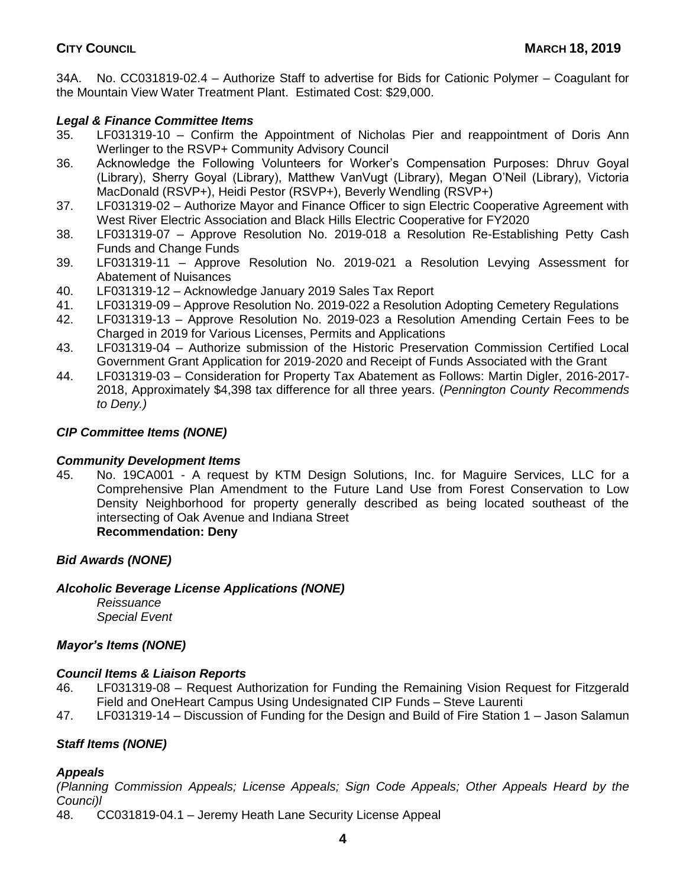34A. No. CC031819-02.4 – Authorize Staff to advertise for Bids for Cationic Polymer – Coagulant for the Mountain View Water Treatment Plant. Estimated Cost: $29,000.

### *Legal & Finance Committee Items*

35. LF031319-10 – Confirm the Appointment of Nicholas Pier and reappointment of Doris Ann Werlinger to the RSVP+ Community Advisory Council
36. Acknowledge the Following Volunteers for Worker's Compensation Purposes: Dhruv Goyal (Library), Sherry Goyal (Library), Matthew VanVugt (Library), Megan O'Neil (Library), Victoria MacDonald (RSVP+), Heidi Pestor (RSVP+), Beverly Wendling (RSVP+)
37. LF031319-02 – Authorize Mayor and Finance Officer to sign Electric Cooperative Agreement with West River Electric Association and Black Hills Electric Cooperative for FY2020
38. LF031319-07 – Approve Resolution No. 2019-018 a Resolution Re-Establishing Petty Cash Funds and Change Funds
39. LF031319-11 – Approve Resolution No. 2019-021 a Resolution Levying Assessment for Abatement of Nuisances
40. LF031319-12 – Acknowledge January 2019 Sales Tax Report
41. LF031319-09 – Approve Resolution No. 2019-022 a Resolution Adopting Cemetery Regulations
42. LF031319-13 – Approve Resolution No. 2019-023 a Resolution Amending Certain Fees to be Charged in 2019 for Various Licenses, Permits and Applications
43. LF031319-04 – Authorize submission of the Historic Preservation Commission Certified Local Government Grant Application for 2019-2020 and Receipt of Funds Associated with the Grant
44. LF031319-03 – Consideration for Property Tax Abatement as Follows: Martin Digler, 2016-2017-2018, Approximately $4,398 tax difference for all three years. (*Pennington County Recommends to Deny.)*

### *CIP Committee Items (NONE)*

### *Community Development Items*

45. No. 19CA001 - A request by KTM Design Solutions, Inc. for Maguire Services, LLC for a Comprehensive Plan Amendment to the Future Land Use from Forest Conservation to Low Density Neighborhood for property generally described as being located southeast of the intersecting of Oak Avenue and Indiana Street
    **Recommendation: Deny**

### *Bid Awards (NONE)*

### *Alcoholic Beverage License Applications (NONE)*

*Reissuance*
*Special Event*

### *Mayor's Items (NONE)*

### *Council Items & Liaison Reports*

46. LF031319-08 – Request Authorization for Funding the Remaining Vision Request for Fitzgerald Field and OneHeart Campus Using Undesignated CIP Funds – Steve Laurenti
47. LF031319-14 – Discussion of Funding for the Design and Build of Fire Station 1 – Jason Salamun

### *Staff Items (NONE)*

### *Appeals*

*(Planning Commission Appeals; License Appeals; Sign Code Appeals; Other Appeals Heard by the Counci)l*

48. CC031819-04.1 – Jeremy Heath Lane Security License Appeal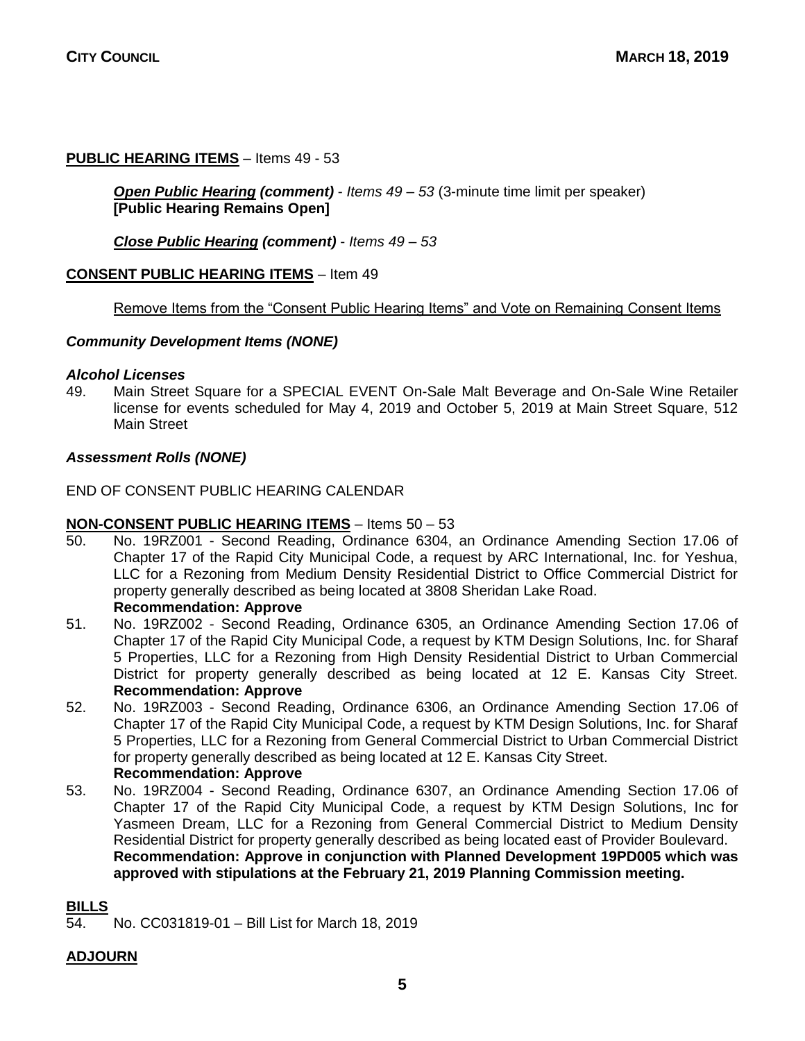**PUBLIC HEARING ITEMS** – Items 49 - 53

***Open Public Hearing (comment)*** - *Items 49 – 53* (3-minute time limit per speaker)
**[Public Hearing Remains Open]**

***Close Public Hearing (comment)*** - *Items 49 – 53*

**CONSENT PUBLIC HEARING ITEMS** – Item 49

Remove Items from the "Consent Public Hearing Items" and Vote on Remaining Consent Items

***Community Development Items (NONE)***

***Alcohol Licenses***

49. Main Street Square for a SPECIAL EVENT On-Sale Malt Beverage and On-Sale Wine Retailer license for events scheduled for May 4, 2019 and October 5, 2019 at Main Street Square, 512 Main Street

***Assessment Rolls (NONE)***

END OF CONSENT PUBLIC HEARING CALENDAR

**NON-CONSENT PUBLIC HEARING ITEMS** – Items 50 – 53

50. No. 19RZ001 - Second Reading, Ordinance 6304, an Ordinance Amending Section 17.06 of Chapter 17 of the Rapid City Municipal Code, a request by ARC International, Inc. for Yeshua, LLC for a Rezoning from Medium Density Residential District to Office Commercial District for property generally described as being located at 3808 Sheridan Lake Road.
**Recommendation: Approve**
51. No. 19RZ002 - Second Reading, Ordinance 6305, an Ordinance Amending Section 17.06 of Chapter 17 of the Rapid City Municipal Code, a request by KTM Design Solutions, Inc. for Sharaf 5 Properties, LLC for a Rezoning from High Density Residential District to Urban Commercial District for property generally described as being located at 12 E. Kansas City Street.
**Recommendation: Approve**
52. No. 19RZ003 - Second Reading, Ordinance 6306, an Ordinance Amending Section 17.06 of Chapter 17 of the Rapid City Municipal Code, a request by KTM Design Solutions, Inc. for Sharaf 5 Properties, LLC for a Rezoning from General Commercial District to Urban Commercial District for property generally described as being located at 12 E. Kansas City Street.
**Recommendation: Approve**
53. No. 19RZ004 - Second Reading, Ordinance 6307, an Ordinance Amending Section 17.06 of Chapter 17 of the Rapid City Municipal Code, a request by KTM Design Solutions, Inc for Yasmeen Dream, LLC for a Rezoning from General Commercial District to Medium Density Residential District for property generally described as being located east of Provider Boulevard.
**Recommendation: Approve in conjunction with Planned Development 19PD005 which was approved with stipulations at the February 21, 2019 Planning Commission meeting.**

**BILLS**

54. No. CC031819-01 – Bill List for March 18, 2019

**ADJOURN**